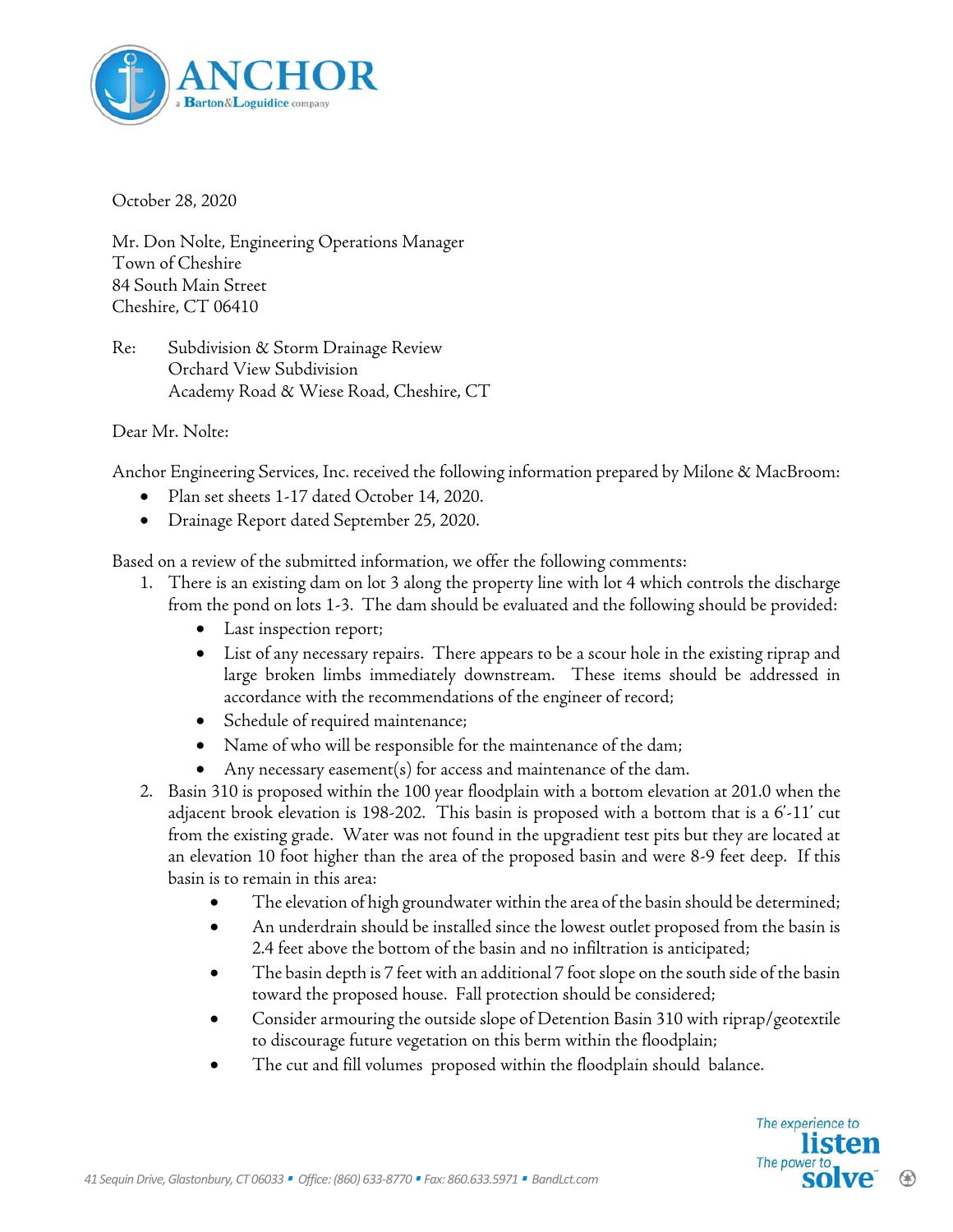October 28, 2020

Mr. Don Nolte, Engineering Operations Manager
Town of Cheshire
84 South Main Street
Cheshire, CT 06410

Re: Subdivision & Storm Drainage Review
Orchard View Subdivision
Academy Road & Wiese Road, Cheshire, CT

Dear Mr. Nolte:

Anchor Engineering Services, Inc. received the following information prepared by Milone & MacBroom:

- Plan set sheets 1-17 dated October 14, 2020.
- Drainage Report dated September 25, 2020.

Based on a review of the submitted information, we offer the following comments:

1. There is an existing dam on lot 3 along the property line with lot 4 which controls the discharge from the pond on lots 1-3. The dam should be evaluated and the following should be provided:
   - Last inspection report;
   - List of any necessary repairs. There appears to be a scour hole in the existing riprap and large broken limbs immediately downstream. These items should be addressed in accordance with the recommendations of the engineer of record;
   - Schedule of required maintenance;
   - Name of who will be responsible for the maintenance of the dam;
   - Any necessary easement(s) for access and maintenance of the dam.
2. Basin 310 is proposed within the 100 year floodplain with a bottom elevation at 201.0 when the adjacent brook elevation is 198-202. This basin is proposed with a bottom that is a 6'-11' cut from the existing grade. Water was not found in the upgradient test pits but they are located at an elevation 10 foot higher than the area of the proposed basin and were 8-9 feet deep. If this basin is to remain in this area:
   - The elevation of high groundwater within the area of the basin should be determined;
   - An underdrain should be installed since the lowest outlet proposed from the basin is 2.4 feet above the bottom of the basin and no infiltration is anticipated;
   - The basin depth is 7 feet with an additional 7 foot slope on the south side of the basin toward the proposed house. Fall protection should be considered;
   - Consider armouring the outside slope of Detention Basin 310 with riprap/geotextile to discourage future vegetation on this berm within the floodplain;
   - The cut and fill volumes proposed within the floodplain should balance.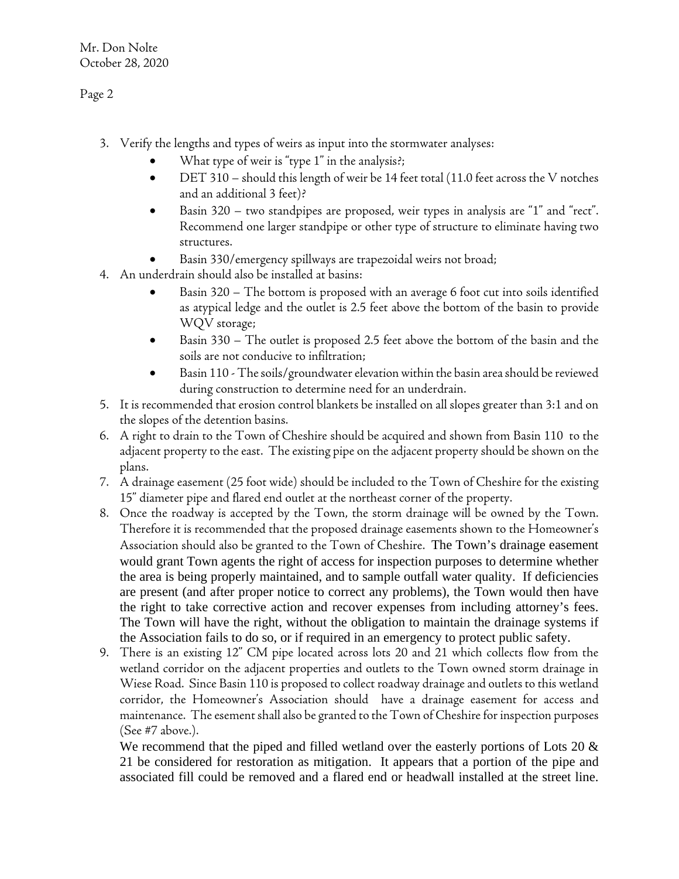3. Verify the lengths and types of weirs as input into the stormwater analyses:
   - What type of weir is "type 1" in the analysis?;
   - DET 310 – should this length of weir be 14 feet total (11.0 feet across the V notches and an additional 3 feet)?
   - Basin 320 – two standpipes are proposed, weir types in analysis are "1" and "rect". Recommend one larger standpipe or other type of structure to eliminate having two structures.
   - Basin 330/emergency spillways are trapezoidal weirs not broad;
4. An underdrain should also be installed at basins:
   - Basin 320 – The bottom is proposed with an average 6 foot cut into soils identified as atypical ledge and the outlet is 2.5 feet above the bottom of the basin to provide WQV storage;
   - Basin 330 – The outlet is proposed 2.5 feet above the bottom of the basin and the soils are not conducive to infiltration;
   - Basin 110 - The soils/groundwater elevation within the basin area should be reviewed during construction to determine need for an underdrain.
5. It is recommended that erosion control blankets be installed on all slopes greater than 3:1 and on the slopes of the detention basins.
6. A right to drain to the Town of Cheshire should be acquired and shown from Basin 110 to the adjacent property to the east. The existing pipe on the adjacent property should be shown on the plans.
7. A drainage easement (25 foot wide) should be included to the Town of Cheshire for the existing 15" diameter pipe and flared end outlet at the northeast corner of the property.
8. Once the roadway is accepted by the Town, the storm drainage will be owned by the Town. Therefore it is recommended that the proposed drainage easements shown to the Homeowner's Association should also be granted to the Town of Cheshire. The Town's drainage easement would grant Town agents the right of access for inspection purposes to determine whether the area is being properly maintained, and to sample outfall water quality. If deficiencies are present (and after proper notice to correct any problems), the Town would then have the right to take corrective action and recover expenses from including attorney's fees. The Town will have the right, without the obligation to maintain the drainage systems if the Association fails to do so, or if required in an emergency to protect public safety.
9. There is an existing 12" CM pipe located across lots 20 and 21 which collects flow from the wetland corridor on the adjacent properties and outlets to the Town owned storm drainage in Wiese Road. Since Basin 110 is proposed to collect roadway drainage and outlets to this wetland corridor, the Homeowner's Association should have a drainage easement for access and maintenance. The esement shall also be granted to the Town of Cheshire for inspection purposes (See #7 above.).

   We recommend that the piped and filled wetland over the easterly portions of Lots 20 & 21 be considered for restoration as mitigation. It appears that a portion of the pipe and associated fill could be removed and a flared end or headwall installed at the street line.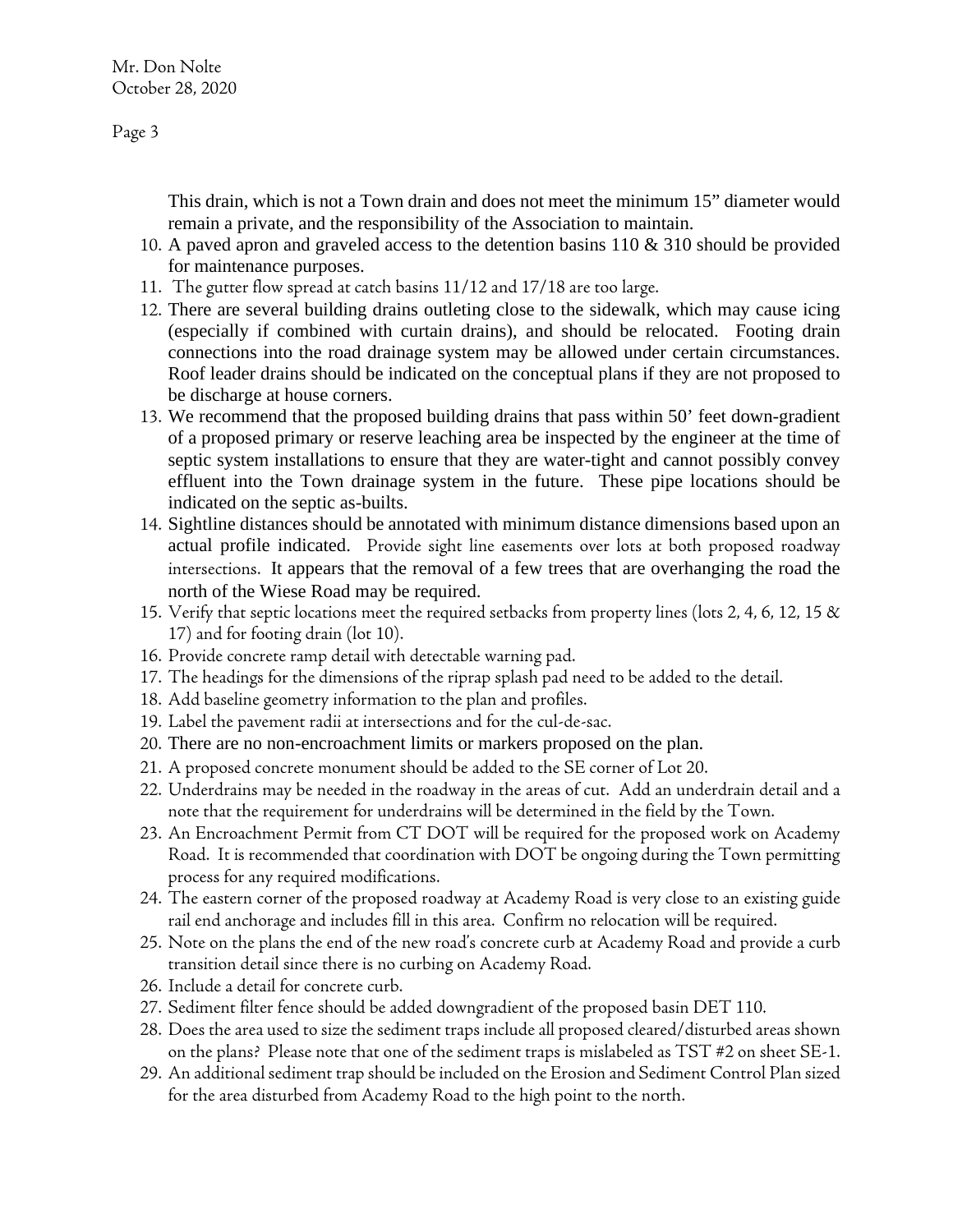This drain, which is not a Town drain and does not meet the minimum 15" diameter would remain a private, and the responsibility of the Association to maintain.

10. A paved apron and graveled access to the detention basins 110 & 310 should be provided for maintenance purposes.
11. The gutter flow spread at catch basins 11/12 and 17/18 are too large.
12. There are several building drains outleting close to the sidewalk, which may cause icing (especially if combined with curtain drains), and should be relocated. Footing drain connections into the road drainage system may be allowed under certain circumstances. Roof leader drains should be indicated on the conceptual plans if they are not proposed to be discharge at house corners.
13. We recommend that the proposed building drains that pass within 50' feet down-gradient of a proposed primary or reserve leaching area be inspected by the engineer at the time of septic system installations to ensure that they are water-tight and cannot possibly convey effluent into the Town drainage system in the future. These pipe locations should be indicated on the septic as-builts.
14. Sightline distances should be annotated with minimum distance dimensions based upon an actual profile indicated. Provide sight line easements over lots at both proposed roadway intersections. It appears that the removal of a few trees that are overhanging the road the north of the Wiese Road may be required.
15. Verify that septic locations meet the required setbacks from property lines (lots 2, 4, 6, 12, 15 & 17) and for footing drain (lot 10).
16. Provide concrete ramp detail with detectable warning pad.
17. The headings for the dimensions of the riprap splash pad need to be added to the detail.
18. Add baseline geometry information to the plan and profiles.
19. Label the pavement radii at intersections and for the cul-de-sac.
20. There are no non-encroachment limits or markers proposed on the plan.
21. A proposed concrete monument should be added to the SE corner of Lot 20.
22. Underdrains may be needed in the roadway in the areas of cut. Add an underdrain detail and a note that the requirement for underdrains will be determined in the field by the Town.
23. An Encroachment Permit from CT DOT will be required for the proposed work on Academy Road. It is recommended that coordination with DOT be ongoing during the Town permitting process for any required modifications.
24. The eastern corner of the proposed roadway at Academy Road is very close to an existing guide rail end anchorage and includes fill in this area. Confirm no relocation will be required.
25. Note on the plans the end of the new road's concrete curb at Academy Road and provide a curb transition detail since there is no curbing on Academy Road.
26. Include a detail for concrete curb.
27. Sediment filter fence should be added downgradient of the proposed basin DET 110.
28. Does the area used to size the sediment traps include all proposed cleared/disturbed areas shown on the plans? Please note that one of the sediment traps is mislabeled as TST #2 on sheet SE-1.
29. An additional sediment trap should be included on the Erosion and Sediment Control Plan sized for the area disturbed from Academy Road to the high point to the north.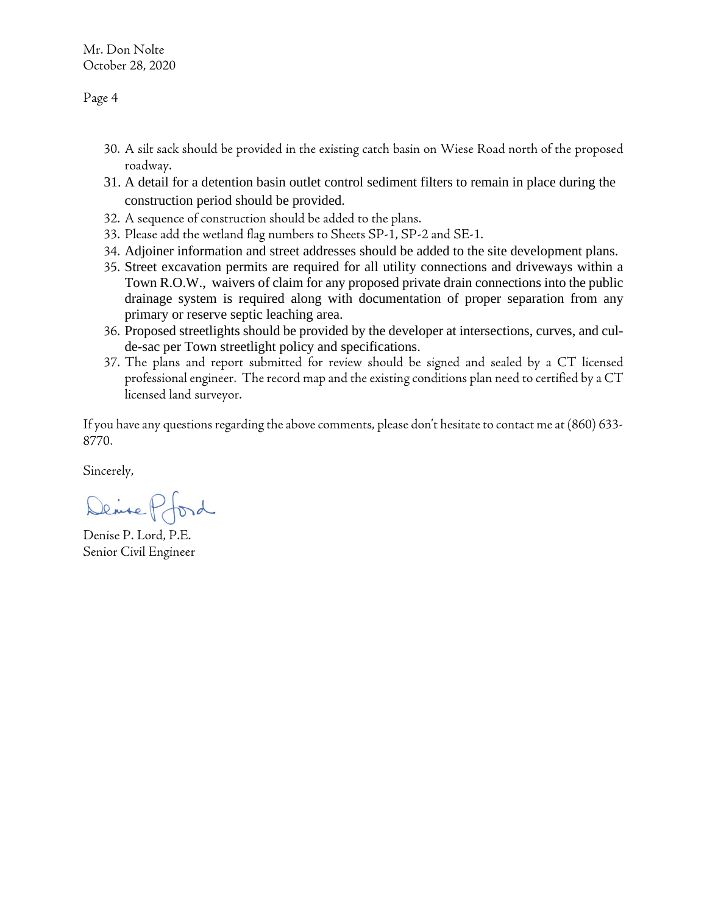Mr. Don Nolte
October 28, 2020

30. A silt sack should be provided in the existing catch basin on Wiese Road north of the proposed roadway.
31. A detail for a detention basin outlet control sediment filters to remain in place during the construction period should be provided.
32. A sequence of construction should be added to the plans.
33. Please add the wetland flag numbers to Sheets SP-1, SP-2 and SE-1.
34. Adjoiner information and street addresses should be added to the site development plans.
35. Street excavation permits are required for all utility connections and driveways within a Town R.O.W., waivers of claim for any proposed private drain connections into the public drainage system is required along with documentation of proper separation from any primary or reserve septic leaching area.
36. Proposed streetlights should be provided by the developer at intersections, curves, and cul-de-sac per Town streetlight policy and specifications.
37. The plans and report submitted for review should be signed and sealed by a CT licensed professional engineer. The record map and the existing conditions plan need to certified by a CT licensed land surveyor.

If you have any questions regarding the above comments, please don't hesitate to contact me at (860) 633-8770.

Sincerely,

Denise P. Lord, P.E.
Senior Civil Engineer